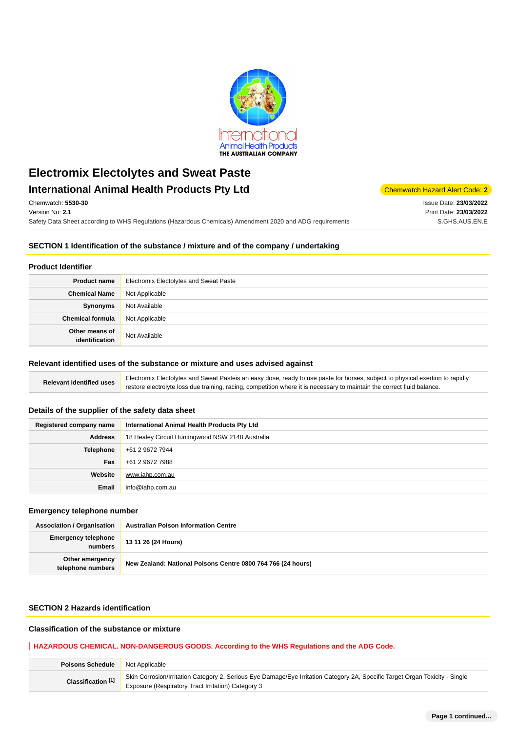# Electromix Electolytes and Sweat Paste

## International Animal Health Products Pty Ltd

Chemwatch Hazard Alert Code: **2**

Chemwatch: **5530-30**
Version No: **2.1**
Safety Data Sheet according to WHS Regulations (Hazardous Chemicals) Amendment 2020 and ADG requirements

Issue Date: **23/03/2022**
Print Date: **23/03/2022**
S.GHS.AUS.EN.E

## SECTION 1 Identification of the substance / mixture and of the company / undertaking

### Product Identifier

| | |
|---|---|
| **Product name** | Electromix Electolytes and Sweat Paste |
| **Chemical Name** | Not Applicable |
| **Synonyms** | Not Available |
| **Chemical formula** | Not Applicable |
| **Other means of identification** | Not Available |

### Relevant identified uses of the substance or mixture and uses advised against

| | |
|---|---|
| **Relevant identified uses** | Electromix Electolytes and Sweat Pasteis an easy dose, ready to use paste for horses, subject to physical exertion to rapidly restore electrolyte loss due training, racing, competition where it is necessary to maintain the correct fluid balance. |

### Details of the supplier of the safety data sheet

| | |
|---|---|
| **Registered company name** | **International Animal Health Products Pty Ltd** |
| **Address** | 18 Healey Circuit Huntingwood NSW 2148 Australia |
| **Telephone** | +61 2 9672 7944 |
| **Fax** | +61 2 9672 7988 |
| **Website** | www.iahp.com.au |
| **Email** | info@iahp.com.au |

### Emergency telephone number

| | |
|---|---|
| **Association / Organisation** | **Australian Poison Information Centre** |
| **Emergency telephone numbers** | **13 11 26 (24 Hours)** |
| **Other emergency telephone numbers** | **New Zealand: National Poisons Centre 0800 764 766 (24 hours)** |

## SECTION 2 Hazards identification

### Classification of the substance or mixture

**HAZARDOUS CHEMICAL. NON-DANGEROUS GOODS. According to the WHS Regulations and the ADG Code.**

| | |
|---|---|
| **Poisons Schedule** | Not Applicable |
| **Classification [1]** | Skin Corrosion/Irritation Category 2, Serious Eye Damage/Eye Irritation Category 2A, Specific Target Organ Toxicity - Single Exposure (Respiratory Tract Irritation) Category 3 |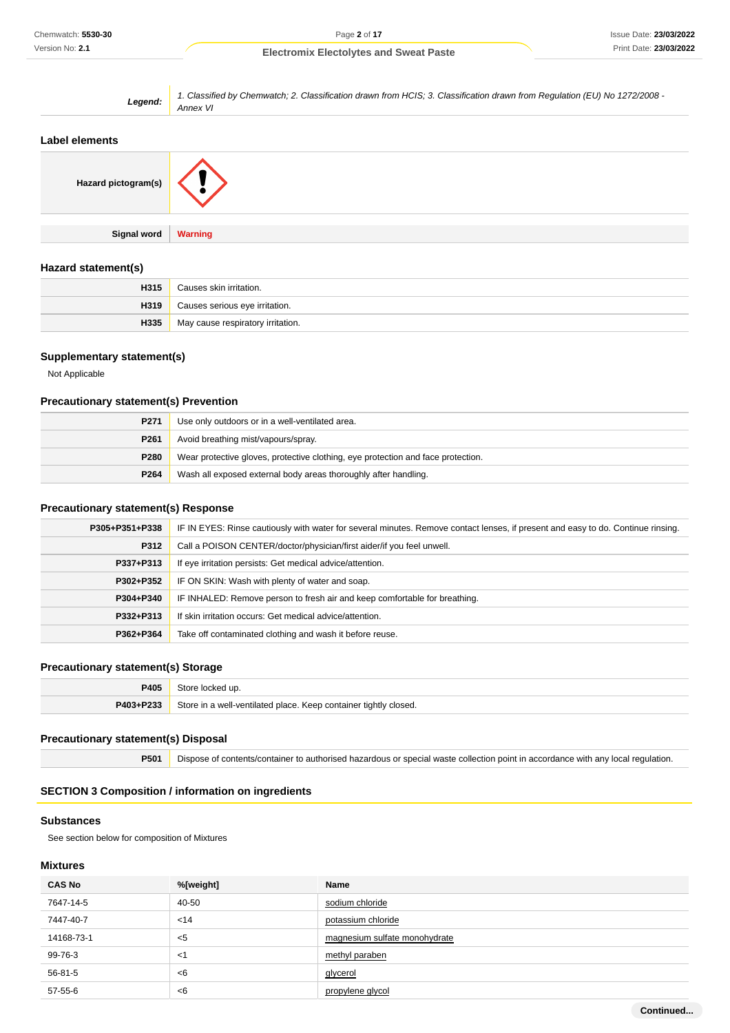| | |
|---|---|
| ***Legend:*** | *1. Classified by Chemwatch; 2. Classification drawn from HCIS; 3. Classification drawn from Regulation (EU) No 1272/2008 - Annex VI* |

## Label elements

| | |
|---|---|
| **Hazard pictogram(s)** | |
| **Signal word** | **Warning** |

## Hazard statement(s)

| | |
|---|---|
| **H315** | Causes skin irritation. |
| **H319** | Causes serious eye irritation. |
| **H335** | May cause respiratory irritation. |

## Supplementary statement(s)

Not Applicable

## Precautionary statement(s) Prevention

| | |
|---|---|
| **P271** | Use only outdoors or in a well-ventilated area. |
| **P261** | Avoid breathing mist/vapours/spray. |
| **P280** | Wear protective gloves, protective clothing, eye protection and face protection. |
| **P264** | Wash all exposed external body areas thoroughly after handling. |

## Precautionary statement(s) Response

| | |
|---|---|
| **P305+P351+P338** | IF IN EYES: Rinse cautiously with water for several minutes. Remove contact lenses, if present and easy to do. Continue rinsing. |
| **P312** | Call a POISON CENTER/doctor/physician/first aider/if you feel unwell. |
| **P337+P313** | If eye irritation persists: Get medical advice/attention. |
| **P302+P352** | IF ON SKIN: Wash with plenty of water and soap. |
| **P304+P340** | IF INHALED: Remove person to fresh air and keep comfortable for breathing. |
| **P332+P313** | If skin irritation occurs: Get medical advice/attention. |
| **P362+P364** | Take off contaminated clothing and wash it before reuse. |

## Precautionary statement(s) Storage

| | |
|---|---|
| **P405** | Store locked up. |
| **P403+P233** | Store in a well-ventilated place. Keep container tightly closed. |

## Precautionary statement(s) Disposal

| | |
|---|---|
| **P501** | Dispose of contents/container to authorised hazardous or special waste collection point in accordance with any local regulation. |

# SECTION 3 Composition / information on ingredients

## Substances

See section below for composition of Mixtures

## Mixtures

| CAS No | %[weight] | Name |
|---|---|---|
| 7647-14-5 | 40-50 | sodium chloride |
| 7447-40-7 | <14 | potassium chloride |
| 14168-73-1 | <5 | magnesium sulfate monohydrate |
| 99-76-3 | <1 | methyl paraben |
| 56-81-5 | <6 | glycerol |
| 57-55-6 | <6 | propylene glycol |

**Continued...**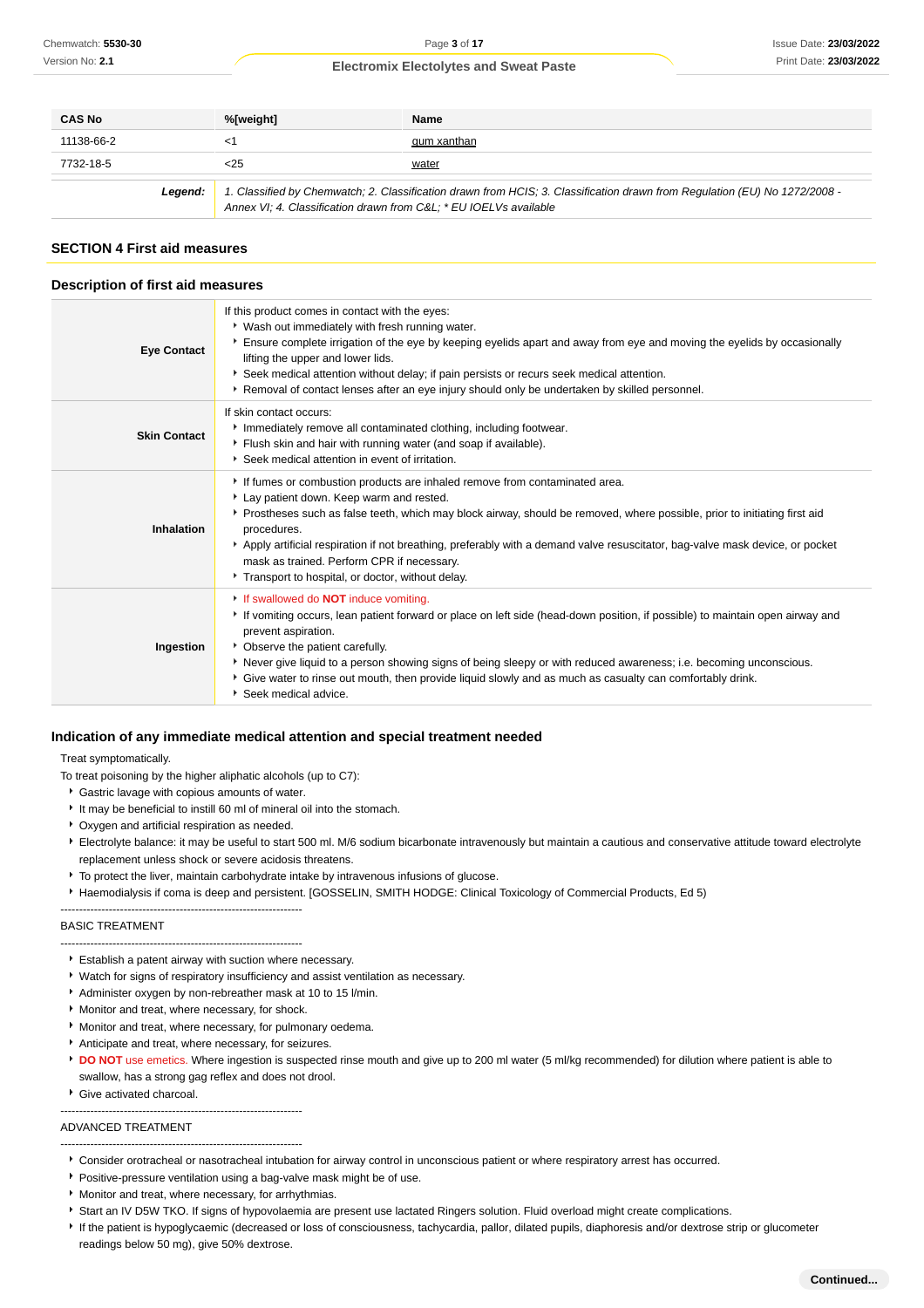| CAS No | %[weight] | Name |
|---|---|---|
| 11138-66-2 | <1 | gum xanthan |
| 7732-18-5 | <25 | water |
| **Legend:** | *1. Classified by Chemwatch; 2. Classification drawn from HCIS; 3. Classification drawn from Regulation (EU) No 1272/2008 - Annex VI; 4. Classification drawn from C&L; * EU IOELVs available* | |

## SECTION 4 First aid measures

### Description of first aid measures

| | |
|---|---|
| **Eye Contact** | If this product comes in contact with the eyes:<br>▸ Wash out immediately with fresh running water.<br>▸ Ensure complete irrigation of the eye by keeping eyelids apart and away from eye and moving the eyelids by occasionally lifting the upper and lower lids.<br>▸ Seek medical attention without delay; if pain persists or recurs seek medical attention.<br>▸ Removal of contact lenses after an eye injury should only be undertaken by skilled personnel. |
| **Skin Contact** | If skin contact occurs:<br>▸ Immediately remove all contaminated clothing, including footwear.<br>▸ Flush skin and hair with running water (and soap if available).<br>▸ Seek medical attention in event of irritation. |
| **Inhalation** | ▸ If fumes or combustion products are inhaled remove from contaminated area.<br>▸ Lay patient down. Keep warm and rested.<br>▸ Prostheses such as false teeth, which may block airway, should be removed, where possible, prior to initiating first aid procedures.<br>▸ Apply artificial respiration if not breathing, preferably with a demand valve resuscitator, bag-valve mask device, or pocket mask as trained. Perform CPR if necessary.<br>▸ Transport to hospital, or doctor, without delay. |
| **Ingestion** | ▸ If swallowed do **NOT** induce vomiting.<br>▸ If vomiting occurs, lean patient forward or place on left side (head-down position, if possible) to maintain open airway and prevent aspiration.<br>▸ Observe the patient carefully.<br>▸ Never give liquid to a person showing signs of being sleepy or with reduced awareness; i.e. becoming unconscious.<br>▸ Give water to rinse out mouth, then provide liquid slowly and as much as casualty can comfortably drink.<br>▸ Seek medical advice. |

### Indication of any immediate medical attention and special treatment needed

Treat symptomatically.

To treat poisoning by the higher aliphatic alcohols (up to C7):

- Gastric lavage with copious amounts of water.
- It may be beneficial to instill 60 ml of mineral oil into the stomach.
- Oxygen and artificial respiration as needed.
- Electrolyte balance: it may be useful to start 500 ml. M/6 sodium bicarbonate intravenously but maintain a cautious and conservative attitude toward electrolyte replacement unless shock or severe acidosis threatens.
- To protect the liver, maintain carbohydrate intake by intravenous infusions of glucose.
- Haemodialysis if coma is deep and persistent. [GOSSELIN, SMITH HODGE: Clinical Toxicology of Commercial Products, Ed 5)

--------------------------------------------------------------

BASIC TREATMENT

--------------------------------------------------------------

- Establish a patent airway with suction where necessary.
- Watch for signs of respiratory insufficiency and assist ventilation as necessary.
- Administer oxygen by non-rebreather mask at 10 to 15 l/min.
- Monitor and treat, where necessary, for shock.
- Monitor and treat, where necessary, for pulmonary oedema.
- Anticipate and treat, where necessary, for seizures.
- **DO NOT** use emetics. Where ingestion is suspected rinse mouth and give up to 200 ml water (5 ml/kg recommended) for dilution where patient is able to swallow, has a strong gag reflex and does not drool.
- Give activated charcoal.

--------------------------------------------------------------

ADVANCED TREATMENT

--------------------------------------------------------------

- Consider orotracheal or nasotracheal intubation for airway control in unconscious patient or where respiratory arrest has occurred.
- Positive-pressure ventilation using a bag-valve mask might be of use.
- Monitor and treat, where necessary, for arrhythmias.
- Start an IV D5W TKO. If signs of hypovolaemia are present use lactated Ringers solution. Fluid overload might create complications.
- If the patient is hypoglycaemic (decreased or loss of consciousness, tachycardia, pallor, dilated pupils, diaphoresis and/or dextrose strip or glucometer readings below 50 mg), give 50% dextrose.

**Continued...**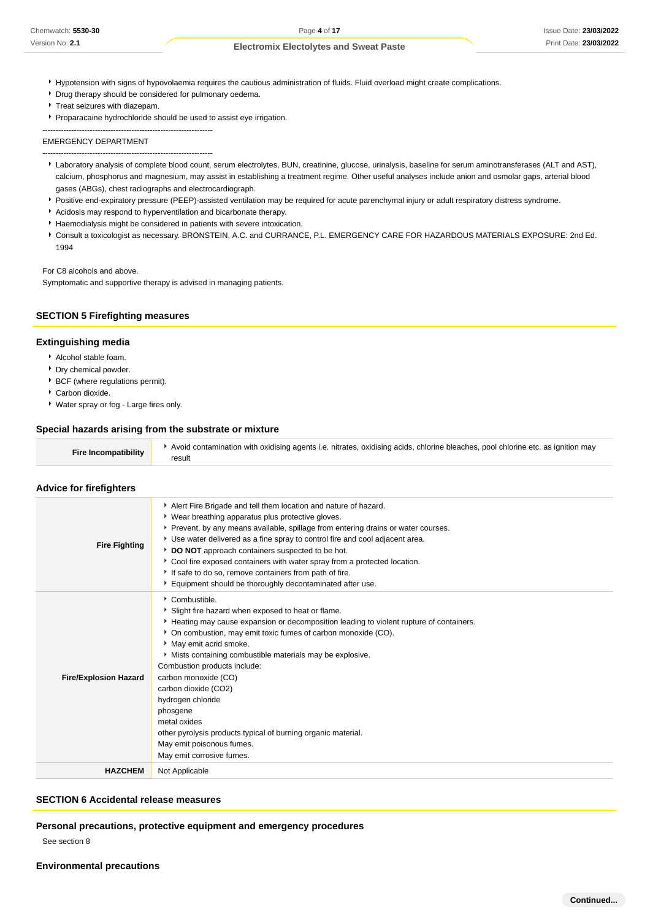- Hypotension with signs of hypovolaemia requires the cautious administration of fluids. Fluid overload might create complications.
- Drug therapy should be considered for pulmonary oedema.
- Treat seizures with diazepam.
- Proparacaine hydrochloride should be used to assist eye irrigation.

--------------------------------------------------------------

EMERGENCY DEPARTMENT

--------------------------------------------------------------

- Laboratory analysis of complete blood count, serum electrolytes, BUN, creatinine, glucose, urinalysis, baseline for serum aminotransferases (ALT and AST), calcium, phosphorus and magnesium, may assist in establishing a treatment regime. Other useful analyses include anion and osmolar gaps, arterial blood gases (ABGs), chest radiographs and electrocardiograph.
- Positive end-expiratory pressure (PEEP)-assisted ventilation may be required for acute parenchymal injury or adult respiratory distress syndrome.
- Acidosis may respond to hyperventilation and bicarbonate therapy.
- Haemodialysis might be considered in patients with severe intoxication.
- Consult a toxicologist as necessary. BRONSTEIN, A.C. and CURRANCE, P.L. EMERGENCY CARE FOR HAZARDOUS MATERIALS EXPOSURE: 2nd Ed. 1994

For C8 alcohols and above.
Symptomatic and supportive therapy is advised in managing patients.

## SECTION 5 Firefighting measures

### Extinguishing media

- Alcohol stable foam.
- Dry chemical powder.
- BCF (where regulations permit).
- Carbon dioxide.
- Water spray or fog - Large fires only.

### Special hazards arising from the substrate or mixture

| | |
|---|---|
| **Fire Incompatibility** | Avoid contamination with oxidising agents i.e. nitrates, oxidising acids, chlorine bleaches, pool chlorine etc. as ignition may result |

### Advice for firefighters

| | |
|---|---|
| **Fire Fighting** | - Alert Fire Brigade and tell them location and nature of hazard.<br>- Wear breathing apparatus plus protective gloves.<br>- Prevent, by any means available, spillage from entering drains or water courses.<br>- Use water delivered as a fine spray to control fire and cool adjacent area.<br>- **DO NOT** approach containers suspected to be hot.<br>- Cool fire exposed containers with water spray from a protected location.<br>- If safe to do so, remove containers from path of fire.<br>- Equipment should be thoroughly decontaminated after use. |
| **Fire/Explosion Hazard** | - Combustible.<br>- Slight fire hazard when exposed to heat or flame.<br>- Heating may cause expansion or decomposition leading to violent rupture of containers.<br>- On combustion, may emit toxic fumes of carbon monoxide (CO).<br>- May emit acrid smoke.<br>- Mists containing combustible materials may be explosive.<br>Combustion products include:<br>carbon monoxide (CO)<br>carbon dioxide ($CO_2$)<br>hydrogen chloride<br>phosgene<br>metal oxides<br>other pyrolysis products typical of burning organic material.<br>May emit poisonous fumes.<br>May emit corrosive fumes. |
| **HAZCHEM** | Not Applicable |

## SECTION 6 Accidental release measures

### Personal precautions, protective equipment and emergency procedures

See section 8

### Environmental precautions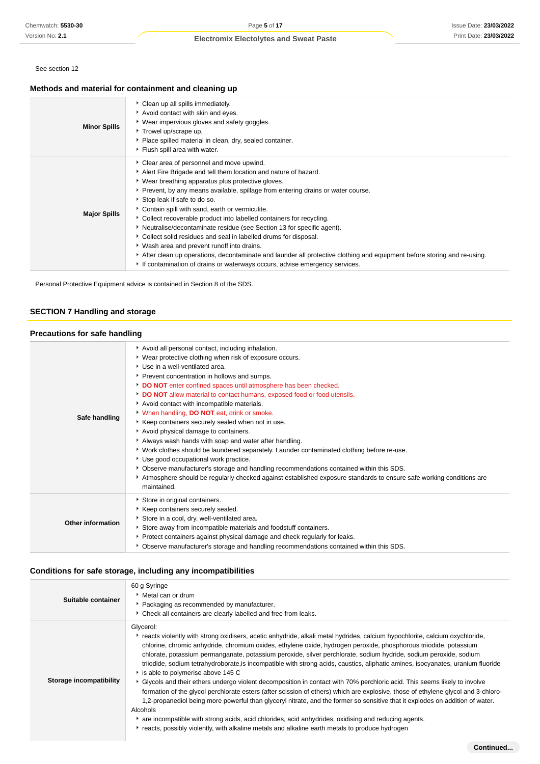See section 12

### Methods and material for containment and cleaning up

| | |
|---|---|
| **Minor Spills** | - Clean up all spills immediately.<br>- Avoid contact with skin and eyes.<br>- Wear impervious gloves and safety goggles.<br>- Trowel up/scrape up.<br>- Place spilled material in clean, dry, sealed container.<br>- Flush spill area with water. |
| **Major Spills** | - Clear area of personnel and move upwind.<br>- Alert Fire Brigade and tell them location and nature of hazard.<br>- Wear breathing apparatus plus protective gloves.<br>- Prevent, by any means available, spillage from entering drains or water course.<br>- Stop leak if safe to do so.<br>- Contain spill with sand, earth or vermiculite.<br>- Collect recoverable product into labelled containers for recycling.<br>- Neutralise/decontaminate residue (see Section 13 for specific agent).<br>- Collect solid residues and seal in labelled drums for disposal.<br>- Wash area and prevent runoff into drains.<br>- After clean up operations, decontaminate and launder all protective clothing and equipment before storing and re-using.<br>- If contamination of drains or waterways occurs, advise emergency services. |

Personal Protective Equipment advice is contained in Section 8 of the SDS.

## SECTION 7 Handling and storage

### Precautions for safe handling

| | |
|---|---|
| **Safe handling** | - Avoid all personal contact, including inhalation.<br>- Wear protective clothing when risk of exposure occurs.<br>- Use in a well-ventilated area.<br>- Prevent concentration in hollows and sumps.<br>- **DO NOT** enter confined spaces until atmosphere has been checked.<br>- **DO NOT** allow material to contact humans, exposed food or food utensils.<br>- Avoid contact with incompatible materials.<br>- When handling, **DO NOT** eat, drink or smoke.<br>- Keep containers securely sealed when not in use.<br>- Avoid physical damage to containers.<br>- Always wash hands with soap and water after handling.<br>- Work clothes should be laundered separately. Launder contaminated clothing before re-use.<br>- Use good occupational work practice.<br>- Observe manufacturer's storage and handling recommendations contained within this SDS.<br>- Atmosphere should be regularly checked against established exposure standards to ensure safe working conditions are maintained. |
| **Other information** | - Store in original containers.<br>- Keep containers securely sealed.<br>- Store in a cool, dry, well-ventilated area.<br>- Store away from incompatible materials and foodstuff containers.<br>- Protect containers against physical damage and check regularly for leaks.<br>- Observe manufacturer's storage and handling recommendations contained within this SDS. |

### Conditions for safe storage, including any incompatibilities

| | |
|---|---|
| **Suitable container** | 60 g Syringe<br>- Metal can or drum<br>- Packaging as recommended by manufacturer.<br>- Check all containers are clearly labelled and free from leaks. |
| **Storage incompatibility** | Glycerol:<br>- reacts violently with strong oxidisers, acetic anhydride, alkali metal hydrides, calcium hypochlorite, calcium oxychloride, chlorine, chromic anhydride, chromium oxides, ethylene oxide, hydrogen peroxide, phosphorous triiodide, potassium chlorate, potassium permanganate, potassium peroxide, silver perchlorate, sodium hydride, sodium peroxide, sodium triiodide, sodium tetrahydroborate,is incompatible with strong acids, caustics, aliphatic amines, isocyanates, uranium fluoride<br>- is able to polymerise above 145 C<br>- Glycols and their ethers undergo violent decomposition in contact with 70% perchloric acid. This seems likely to involve formation of the glycol perchlorate esters (after scission of ethers) which are explosive, those of ethylene glycol and 3-chloro-1,2-propanediol being more powerful than glyceryl nitrate, and the former so sensitive that it explodes on addition of water.<br>Alcohols<br>- are incompatible with strong acids, acid chlorides, acid anhydrides, oxidising and reducing agents.<br>- reacts, possibly violently, with alkaline metals and alkaline earth metals to produce hydrogen |

Continued...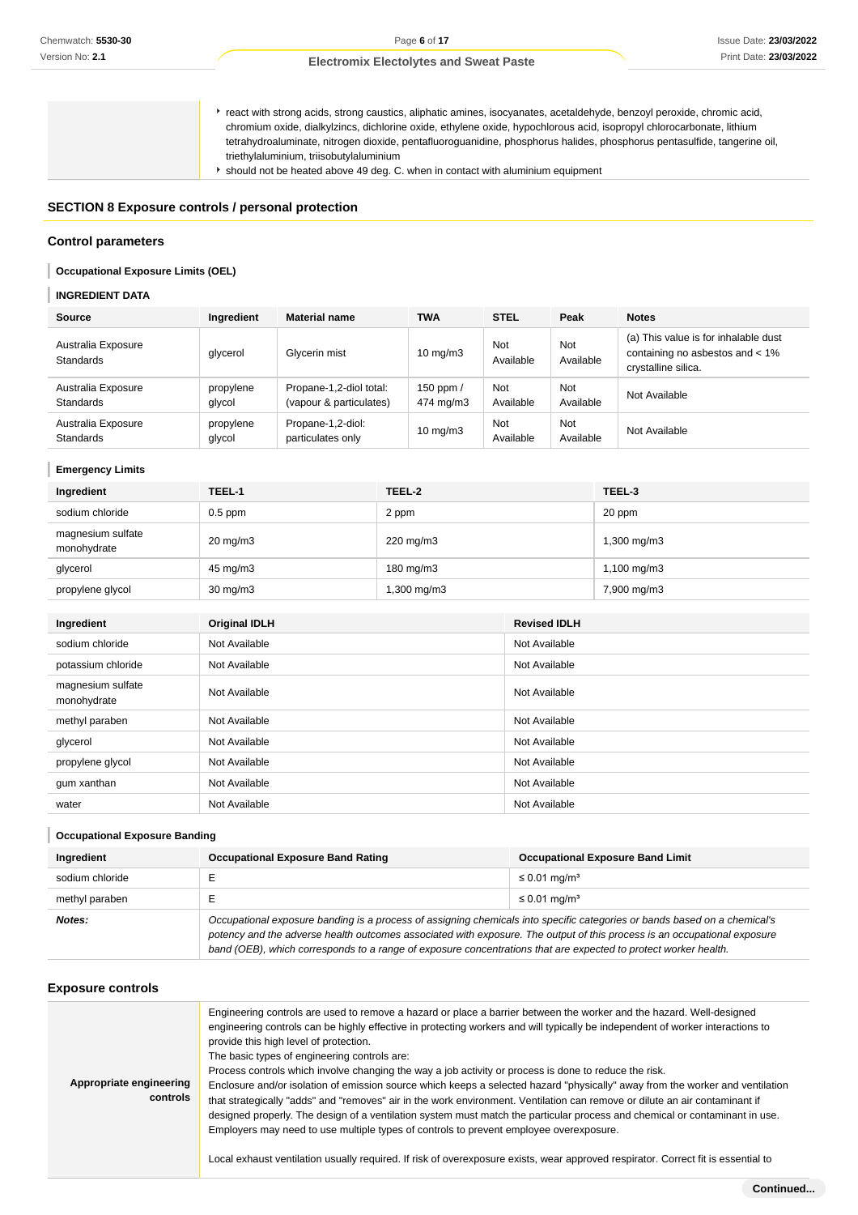| | |
|---|---|
| | - react with strong acids, strong caustics, aliphatic amines, isocyanates, acetaldehyde, benzoyl peroxide, chromic acid, chromium oxide, dialkylzincs, dichlorine oxide, ethylene oxide, hypochlorous acid, isopropyl chlorocarbonate, lithium tetrahydroaluminate, nitrogen dioxide, pentafluoroguanidine, phosphorus halides, phosphorus pentasulfide, tangerine oil, triethylaluminium, triisobutylaluminium<br>- should not be heated above 49 deg. C. when in contact with aluminium equipment |

## SECTION 8 Exposure controls / personal protection

### Control parameters

**Occupational Exposure Limits (OEL)**

**INGREDIENT DATA**

| Source | Ingredient | Material name | TWA | STEL | Peak | Notes |
|---|---|---|---|---|---|---|
| Australia Exposure Standards | glycerol | Glycerin mist | 10 mg/m3 | Not Available | Not Available | (a) This value is for inhalable dust containing no asbestos and < 1% crystalline silica. |
| Australia Exposure Standards | propylene glycol | Propane-1,2-diol total: (vapour & particulates) | 150 ppm / 474 mg/m3 | Not Available | Not Available | Not Available |
| Australia Exposure Standards | propylene glycol | Propane-1,2-diol: particulates only | 10 mg/m3 | Not Available | Not Available | Not Available |

**Emergency Limits**

| Ingredient | TEEL-1 | TEEL-2 | TEEL-3 |
|---|---|---|---|
| sodium chloride | 0.5 ppm | 2 ppm | 20 ppm |
| magnesium sulfate monohydrate | 20 mg/m3 | 220 mg/m3 | 1,300 mg/m3 |
| glycerol | 45 mg/m3 | 180 mg/m3 | 1,100 mg/m3 |
| propylene glycol | 30 mg/m3 | 1,300 mg/m3 | 7,900 mg/m3 |

| Ingredient | Original IDLH | Revised IDLH |
|---|---|---|
| sodium chloride | Not Available | Not Available |
| potassium chloride | Not Available | Not Available |
| magnesium sulfate monohydrate | Not Available | Not Available |
| methyl paraben | Not Available | Not Available |
| glycerol | Not Available | Not Available |
| propylene glycol | Not Available | Not Available |
| gum xanthan | Not Available | Not Available |
| water | Not Available | Not Available |

**Occupational Exposure Banding**

| Ingredient | Occupational Exposure Band Rating | Occupational Exposure Band Limit |
|---|---|---|
| sodium chloride | E | ≤ 0.01 mg/m³ |
| methyl paraben | E | ≤ 0.01 mg/m³ |
| ***Notes:*** | *Occupational exposure banding is a process of assigning chemicals into specific categories or bands based on a chemical's potency and the adverse health outcomes associated with exposure. The output of this process is an occupational exposure band (OEB), which corresponds to a range of exposure concentrations that are expected to protect worker health.* | |

### Exposure controls

| | |
|---|---|
| **Appropriate engineering controls** | Engineering controls are used to remove a hazard or place a barrier between the worker and the hazard. Well-designed engineering controls can be highly effective in protecting workers and will typically be independent of worker interactions to provide this high level of protection.<br>The basic types of engineering controls are:<br>Process controls which involve changing the way a job activity or process is done to reduce the risk.<br>Enclosure and/or isolation of emission source which keeps a selected hazard "physically" away from the worker and ventilation that strategically "adds" and "removes" air in the work environment. Ventilation can remove or dilute an air contaminant if designed properly. The design of a ventilation system must match the particular process and chemical or contaminant in use.<br>Employers may need to use multiple types of controls to prevent employee overexposure.<br><br>Local exhaust ventilation usually required. If risk of overexposure exists, wear approved respirator. Correct fit is essential to |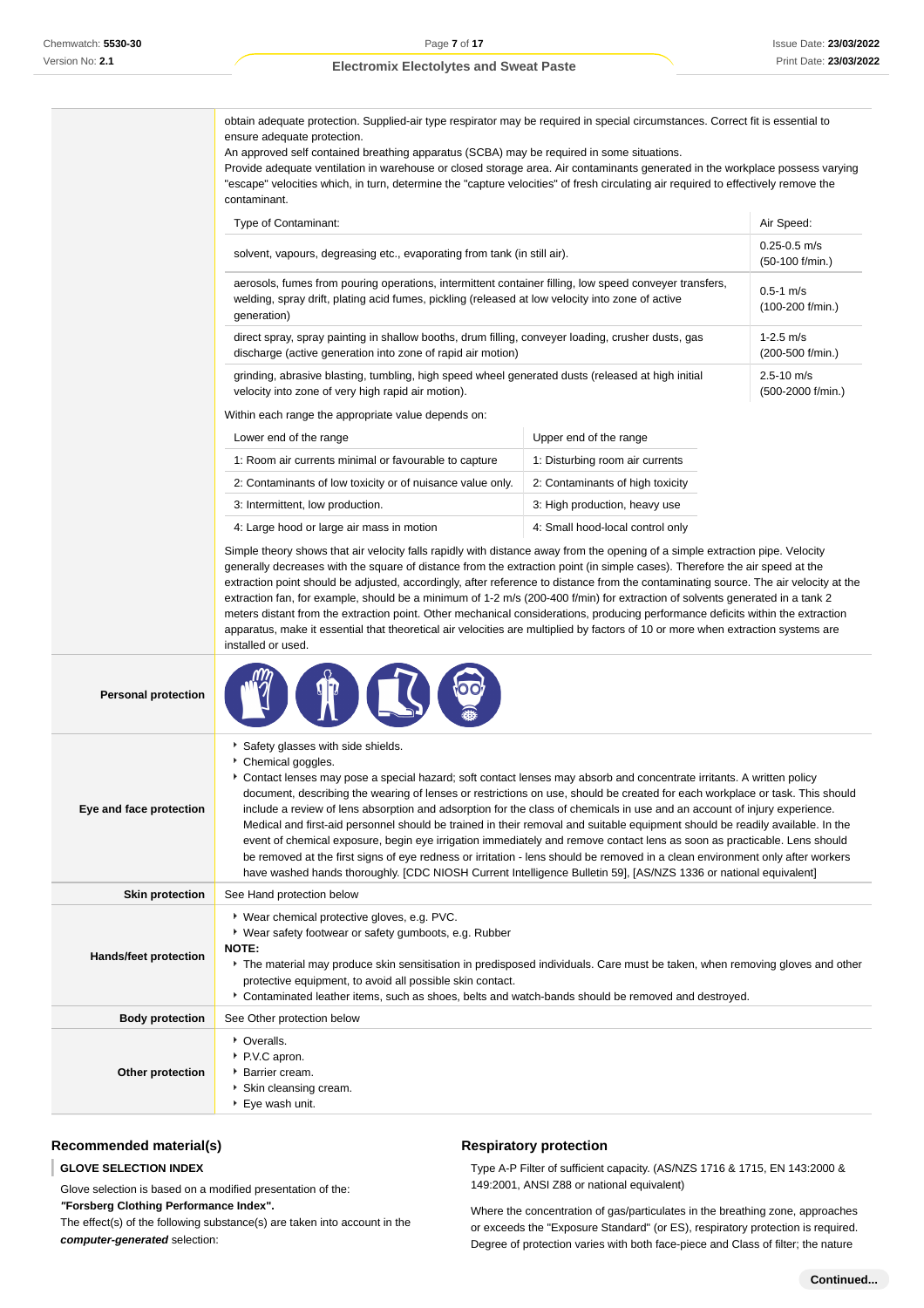| | |
|---|---|
| | obtain adequate protection. Supplied-air type respirator may be required in special circumstances. Correct fit is essential to ensure adequate protection.<br>An approved self contained breathing apparatus (SCBA) may be required in some situations.<br>Provide adequate ventilation in warehouse or closed storage area. Air contaminants generated in the workplace possess varying "escape" velocities which, in turn, determine the "capture velocities" of fresh circulating air required to effectively remove the contaminant. |

| Type of Contaminant: | Air Speed: |
|---|---|
| solvent, vapours, degreasing etc., evaporating from tank (in still air). | 0.25-0.5 m/s (50-100 f/min.) |
| aerosols, fumes from pouring operations, intermittent container filling, low speed conveyer transfers, welding, spray drift, plating acid fumes, pickling (released at low velocity into zone of active generation) | 0.5-1 m/s (100-200 f/min.) |
| direct spray, spray painting in shallow booths, drum filling, conveyer loading, crusher dusts, gas discharge (active generation into zone of rapid air motion) | 1-2.5 m/s (200-500 f/min.) |
| grinding, abrasive blasting, tumbling, high speed wheel generated dusts (released at high initial velocity into zone of very high rapid air motion). | 2.5-10 m/s (500-2000 f/min.) |

Within each range the appropriate value depends on:

| Lower end of the range | Upper end of the range |
|---|---|
| 1: Room air currents minimal or favourable to capture | 1: Disturbing room air currents |
| 2: Contaminants of low toxicity or of nuisance value only. | 2: Contaminants of high toxicity |
| 3: Intermittent, low production. | 3: High production, heavy use |
| 4: Large hood or large air mass in motion | 4: Small hood-local control only |

Simple theory shows that air velocity falls rapidly with distance away from the opening of a simple extraction pipe. Velocity generally decreases with the square of distance from the extraction point (in simple cases). Therefore the air speed at the extraction point should be adjusted, accordingly, after reference to distance from the contaminating source. The air velocity at the extraction fan, for example, should be a minimum of 1-2 m/s (200-400 f/min) for extraction of solvents generated in a tank 2 meters distant from the extraction point. Other mechanical considerations, producing performance deficits within the extraction apparatus, make it essential that theoretical air velocities are multiplied by factors of 10 or more when extraction systems are installed or used.

| | |
|---|---|
| **Personal protection** | |
| **Eye and face protection** | ‣ Safety glasses with side shields.<br>‣ Chemical goggles.<br>‣ Contact lenses may pose a special hazard; soft contact lenses may absorb and concentrate irritants. A written policy document, describing the wearing of lenses or restrictions on use, should be created for each workplace or task. This should include a review of lens absorption and adsorption for the class of chemicals in use and an account of injury experience. Medical and first-aid personnel should be trained in their removal and suitable equipment should be readily available. In the event of chemical exposure, begin eye irrigation immediately and remove contact lens as soon as practicable. Lens should be removed at the first signs of eye redness or irritation - lens should be removed in a clean environment only after workers have washed hands thoroughly. [CDC NIOSH Current Intelligence Bulletin 59], [AS/NZS 1336 or national equivalent] |
| **Skin protection** | See Hand protection below |
| **Hands/feet protection** | ‣ Wear chemical protective gloves, e.g. PVC.<br>‣ Wear safety footwear or safety gumboots, e.g. Rubber<br>**NOTE:**<br>‣ The material may produce skin sensitisation in predisposed individuals. Care must be taken, when removing gloves and other protective equipment, to avoid all possible skin contact.<br>‣ Contaminated leather items, such as shoes, belts and watch-bands should be removed and destroyed. |
| **Body protection** | See Other protection below |
| **Other protection** | ‣ Overalls.<br>‣ P.V.C apron.<br>‣ Barrier cream.<br>‣ Skin cleansing cream.<br>‣ Eye wash unit. |

## Recommended material(s)

**GLOVE SELECTION INDEX**

Glove selection is based on a modified presentation of the:
***"Forsberg Clothing Performance Index".***
The effect(s) of the following substance(s) are taken into account in the ***computer-generated*** selection:

## Respiratory protection

Type A-P Filter of sufficient capacity. (AS/NZS 1716 & 1715, EN 143:2000 & 149:2001, ANSI Z88 or national equivalent)

Where the concentration of gas/particulates in the breathing zone, approaches or exceeds the "Exposure Standard" (or ES), respiratory protection is required. Degree of protection varies with both face-piece and Class of filter; the nature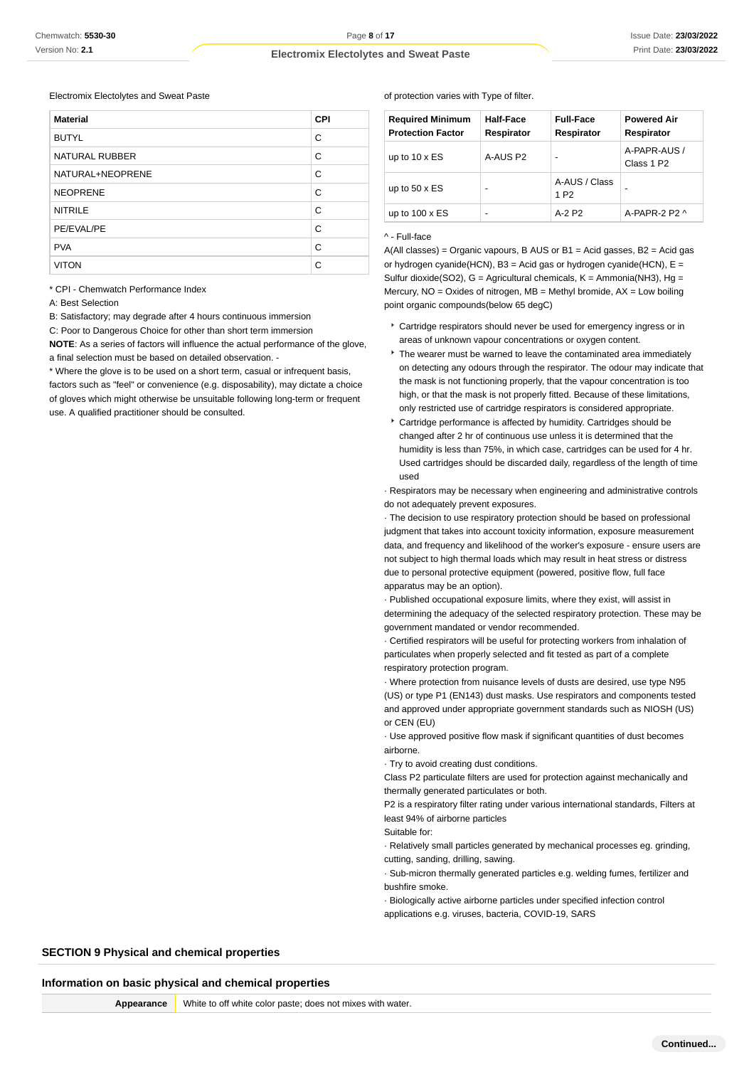Electromix Electolytes and Sweat Paste

| Material | CPI |
|---|---|
| BUTYL | C |
| NATURAL RUBBER | C |
| NATURAL+NEOPRENE | C |
| NEOPRENE | C |
| NITRILE | C |
| PE/EVAL/PE | C |
| PVA | C |
| VITON | C |

* CPI - Chemwatch Performance Index

A: Best Selection

B: Satisfactory; may degrade after 4 hours continuous immersion

C: Poor to Dangerous Choice for other than short term immersion

**NOTE**: As a series of factors will influence the actual performance of the glove, a final selection must be based on detailed observation. -

* Where the glove is to be used on a short term, casual or infrequent basis, factors such as "feel" or convenience (e.g. disposability), may dictate a choice of gloves which might otherwise be unsuitable following long-term or frequent use. A qualified practitioner should be consulted.

of protection varies with Type of filter.

| Required Minimum Protection Factor | Half-Face Respirator | Full-Face Respirator | Powered Air Respirator |
|---|---|---|---|
| up to 10 x ES | A-AUS P2 | - | A-PAPR-AUS / Class 1 P2 |
| up to 50 x ES | - | A-AUS / Class 1 P2 | - |
| up to 100 x ES | - | A-2 P2 | A-PAPR-2 P2 ^ |

^ - Full-face

A(All classes) = Organic vapours, B AUS or B1 = Acid gasses, B2 = Acid gas or hydrogen cyanide(HCN), B3 = Acid gas or hydrogen cyanide(HCN), E = Sulfur dioxide(SO2), G = Agricultural chemicals, K = Ammonia(NH3), Hg = Mercury, NO = Oxides of nitrogen, MB = Methyl bromide, AX = Low boiling point organic compounds(below 65 degC)

- Cartridge respirators should never be used for emergency ingress or in areas of unknown vapour concentrations or oxygen content.
- The wearer must be warned to leave the contaminated area immediately on detecting any odours through the respirator. The odour may indicate that the mask is not functioning properly, that the vapour concentration is too high, or that the mask is not properly fitted. Because of these limitations, only restricted use of cartridge respirators is considered appropriate.
- Cartridge performance is affected by humidity. Cartridges should be changed after 2 hr of continuous use unless it is determined that the humidity is less than 75%, in which case, cartridges can be used for 4 hr. Used cartridges should be discarded daily, regardless of the length of time used

· Respirators may be necessary when engineering and administrative controls do not adequately prevent exposures.

· The decision to use respiratory protection should be based on professional judgment that takes into account toxicity information, exposure measurement data, and frequency and likelihood of the worker's exposure - ensure users are not subject to high thermal loads which may result in heat stress or distress due to personal protective equipment (powered, positive flow, full face apparatus may be an option).

· Published occupational exposure limits, where they exist, will assist in determining the adequacy of the selected respiratory protection. These may be government mandated or vendor recommended.

· Certified respirators will be useful for protecting workers from inhalation of particulates when properly selected and fit tested as part of a complete respiratory protection program.

· Where protection from nuisance levels of dusts are desired, use type N95 (US) or type P1 (EN143) dust masks. Use respirators and components tested and approved under appropriate government standards such as NIOSH (US) or CEN (EU)

· Use approved positive flow mask if significant quantities of dust becomes airborne.

· Try to avoid creating dust conditions.

Class P2 particulate filters are used for protection against mechanically and thermally generated particulates or both.

P2 is a respiratory filter rating under various international standards, Filters at least 94% of airborne particles

Suitable for:

· Relatively small particles generated by mechanical processes eg. grinding, cutting, sanding, drilling, sawing.

· Sub-micron thermally generated particles e.g. welding fumes, fertilizer and bushfire smoke.

· Biologically active airborne particles under specified infection control applications e.g. viruses, bacteria, COVID-19, SARS

## SECTION 9 Physical and chemical properties

### Information on basic physical and chemical properties

| | |
|---|---|
| **Appearance** | White to off white color paste; does not mixes with water. |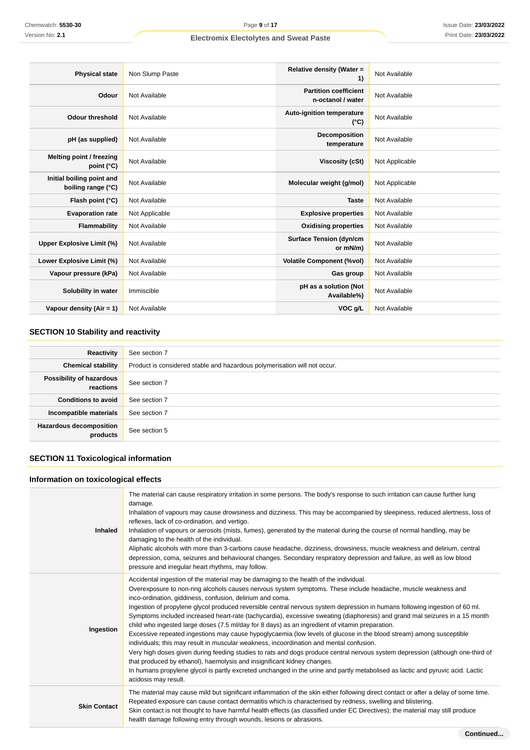| | | | |
|---|---|---|---|
| **Physical state** | Non Slump Paste | **Relative density (Water = 1)** | Not Available |
| **Odour** | Not Available | **Partition coefficient n-octanol / water** | Not Available |
| **Odour threshold** | Not Available | **Auto-ignition temperature (°C)** | Not Available |
| **pH (as supplied)** | Not Available | **Decomposition temperature** | Not Available |
| **Melting point / freezing point (°C)** | Not Available | **Viscosity (cSt)** | Not Applicable |
| **Initial boiling point and boiling range (°C)** | Not Available | **Molecular weight (g/mol)** | Not Applicable |
| **Flash point (°C)** | Not Available | **Taste** | Not Available |
| **Evaporation rate** | Not Applicable | **Explosive properties** | Not Available |
| **Flammability** | Not Available | **Oxidising properties** | Not Available |
| **Upper Explosive Limit (%)** | Not Available | **Surface Tension (dyn/cm or mN/m)** | Not Available |
| **Lower Explosive Limit (%)** | Not Available | **Volatile Component (%vol)** | Not Available |
| **Vapour pressure (kPa)** | Not Available | **Gas group** | Not Available |
| **Solubility in water** | Immiscible | **pH as a solution (Not Available%)** | Not Available |
| **Vapour density (Air = 1)** | Not Available | **VOC g/L** | Not Available |

## SECTION 10 Stability and reactivity

| | |
|---|---|
| **Reactivity** | See section 7 |
| **Chemical stability** | Product is considered stable and hazardous polymerisation will not occur. |
| **Possibility of hazardous reactions** | See section 7 |
| **Conditions to avoid** | See section 7 |
| **Incompatible materials** | See section 7 |
| **Hazardous decomposition products** | See section 5 |

## SECTION 11 Toxicological information

### Information on toxicological effects

| | |
|---|---|
| **Inhaled** | The material can cause respiratory irritation in some persons. The body's response to such irritation can cause further lung damage.<br>Inhalation of vapours may cause drowsiness and dizziness. This may be accompanied by sleepiness, reduced alertness, loss of reflexes, lack of co-ordination, and vertigo.<br>Inhalation of vapours or aerosols (mists, fumes), generated by the material during the course of normal handling, may be damaging to the health of the individual.<br>Aliphatic alcohols with more than 3-carbons cause headache, dizziness, drowsiness, muscle weakness and delirium, central depression, coma, seizures and behavioural changes. Secondary respiratory depression and failure, as well as low blood pressure and irregular heart rhythms, may follow. |
| **Ingestion** | Accidental ingestion of the material may be damaging to the health of the individual.<br>Overexposure to non-ring alcohols causes nervous system symptoms. These include headache, muscle weakness and inco-ordination, giddiness, confusion, delirium and coma.<br>Ingestion of propylene glycol produced reversible central nervous system depression in humans following ingestion of 60 ml. Symptoms included increased heart-rate (tachycardia), excessive sweating (diaphoresis) and grand mal seizures in a 15 month child who ingested large doses (7.5 ml/day for 8 days) as an ingredient of vitamin preparation.<br>Excessive repeated ingestions may cause hypoglycaemia (low levels of glucose in the blood stream) among susceptible individuals; this may result in muscular weakness, incoordination and mental confusion.<br>Very high doses given during feeding studies to rats and dogs produce central nervous system depression (although one-third of that produced by ethanol), haemolysis and insignificant kidney changes.<br>In humans propylene glycol is partly excreted unchanged in the urine and partly metabolised as lactic and pyruvic acid. Lactic acidosis may result. |
| **Skin Contact** | The material may cause mild but significant inflammation of the skin either following direct contact or after a delay of some time. Repeated exposure can cause contact dermatitis which is characterised by redness, swelling and blistering.<br>Skin contact is not thought to have harmful health effects (as classified under EC Directives); the material may still produce health damage following entry through wounds, lesions or abrasions. |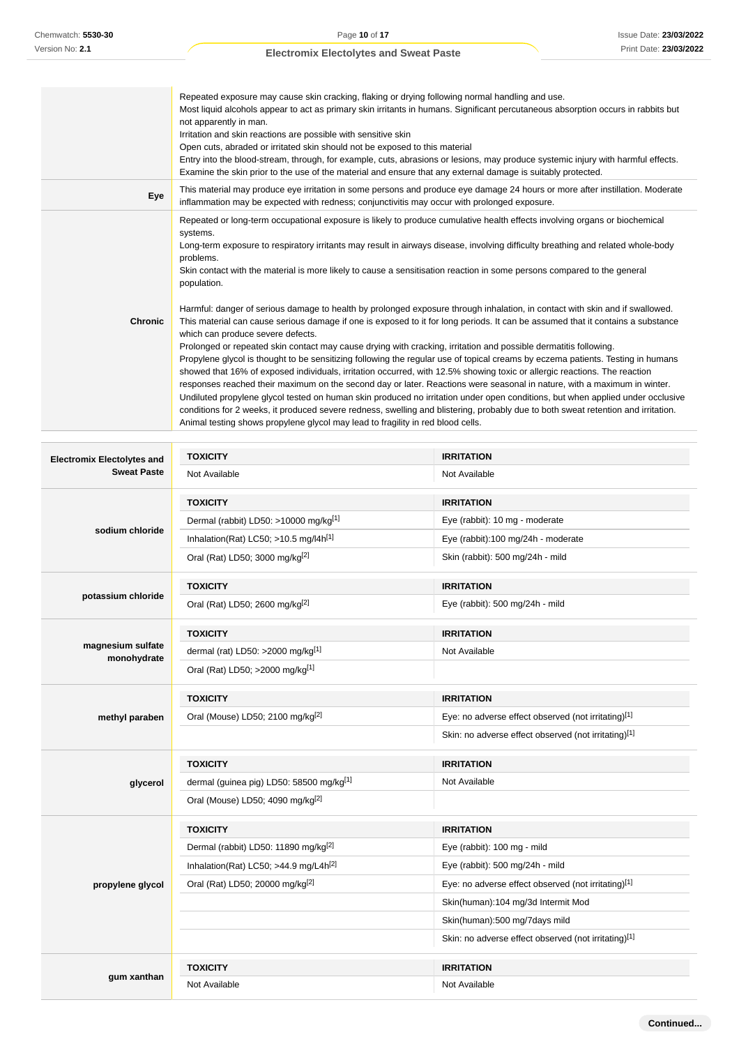| | |
|---|---|
| | Repeated exposure may cause skin cracking, flaking or drying following normal handling and use.<br>Most liquid alcohols appear to act as primary skin irritants in humans. Significant percutaneous absorption occurs in rabbits but not apparently in man.<br>Irritation and skin reactions are possible with sensitive skin<br>Open cuts, abraded or irritated skin should not be exposed to this material<br>Entry into the blood-stream, through, for example, cuts, abrasions or lesions, may produce systemic injury with harmful effects. Examine the skin prior to the use of the material and ensure that any external damage is suitably protected. |
| **Eye** | This material may produce eye irritation in some persons and produce eye damage 24 hours or more after instillation. Moderate inflammation may be expected with redness; conjunctivitis may occur with prolonged exposure. |
| **Chronic** | Repeated or long-term occupational exposure is likely to produce cumulative health effects involving organs or biochemical systems.<br>Long-term exposure to respiratory irritants may result in airways disease, involving difficulty breathing and related whole-body problems.<br>Skin contact with the material is more likely to cause a sensitisation reaction in some persons compared to the general population.<br><br>Harmful: danger of serious damage to health by prolonged exposure through inhalation, in contact with skin and if swallowed.<br>This material can cause serious damage if one is exposed to it for long periods. It can be assumed that it contains a substance which can produce severe defects.<br>Prolonged or repeated skin contact may cause drying with cracking, irritation and possible dermatitis following.<br>Propylene glycol is thought to be sensitizing following the regular use of topical creams by eczema patients. Testing in humans showed that 16% of exposed individuals, irritation occurred, with 12.5% showing toxic or allergic reactions. The reaction responses reached their maximum on the second day or later. Reactions were seasonal in nature, with a maximum in winter.<br>Undiluted propylene glycol tested on human skin produced no irritation under open conditions, but when applied under occlusive conditions for 2 weeks, it produced severe redness, swelling and blistering, probably due to both sweat retention and irritation.<br>Animal testing shows propylene glycol may lead to fragility in red blood cells. |

| | TOXICITY | IRRITATION |
|---|---|---|
| **Electromix Electolytes and Sweat Paste** | Not Available | Not Available |
| **sodium chloride** | **TOXICITY** | **IRRITATION** |
| | Dermal (rabbit) LD50: >10000 mg/kg[1] | Eye (rabbit): 10 mg - moderate |
| | Inhalation(Rat) LC50; >10.5 mg/l4h[1] | Eye (rabbit):100 mg/24h - moderate |
| | Oral (Rat) LD50; 3000 mg/kg[2] | Skin (rabbit): 500 mg/24h - mild |
| **potassium chloride** | **TOXICITY** | **IRRITATION** |
| | Oral (Rat) LD50; 2600 mg/kg[2] | Eye (rabbit): 500 mg/24h - mild |
| **magnesium sulfate monohydrate** | **TOXICITY** | **IRRITATION** |
| | dermal (rat) LD50: >2000 mg/kg[1] | Not Available |
| | Oral (Rat) LD50; >2000 mg/kg[1] | |
| **methyl paraben** | **TOXICITY** | **IRRITATION** |
| | Oral (Mouse) LD50; 2100 mg/kg[2] | Eye: no adverse effect observed (not irritating)[1] |
| | | Skin: no adverse effect observed (not irritating)[1] |
| **glycerol** | **TOXICITY** | **IRRITATION** |
| | dermal (guinea pig) LD50: 58500 mg/kg[1] | Not Available |
| | Oral (Mouse) LD50; 4090 mg/kg[2] | |
| **propylene glycol** | **TOXICITY** | **IRRITATION** |
| | Dermal (rabbit) LD50: 11890 mg/kg[2] | Eye (rabbit): 100 mg - mild |
| | Inhalation(Rat) LC50; >44.9 mg/L4h[2] | Eye (rabbit): 500 mg/24h - mild |
| | Oral (Rat) LD50; 20000 mg/kg[2] | Eye: no adverse effect observed (not irritating)[1] |
| | | Skin(human):104 mg/3d Intermit Mod |
| | | Skin(human):500 mg/7days mild |
| | | Skin: no adverse effect observed (not irritating)[1] |
| **gum xanthan** | **TOXICITY** | **IRRITATION** |
| | Not Available | Not Available |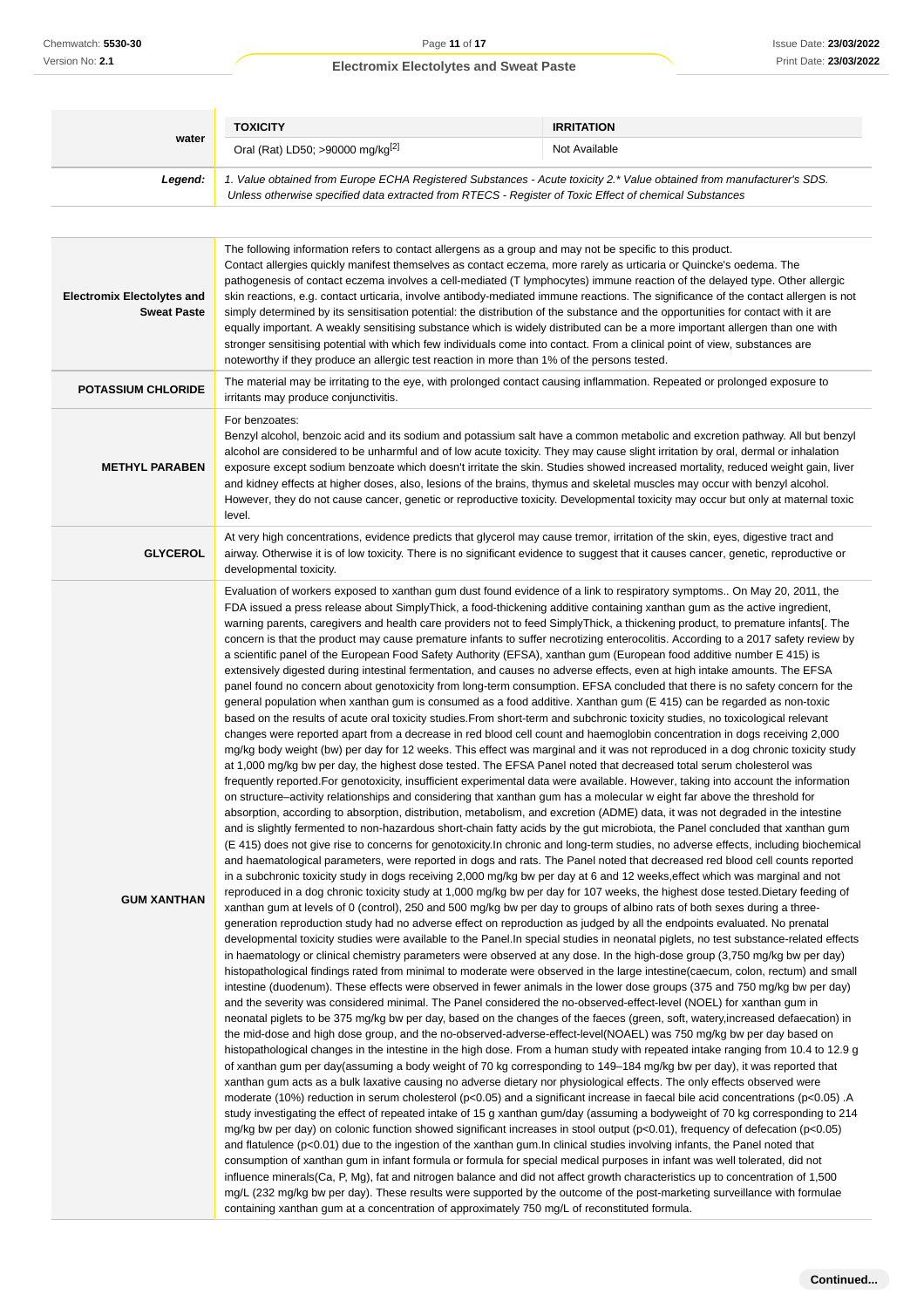| water | TOXICITY | IRRITATION |
|---|---|---|
| | Oral (Rat) LD50; >90000 mg/kg[2] | Not Available |

| **Legend:** | *1. Value obtained from Europe ECHA Registered Substances - Acute toxicity 2.* Value obtained from manufacturer's SDS. Unless otherwise specified data extracted from RTECS - Register of Toxic Effect of chemical Substances* |
|---|---|

| | |
|---|---|
| **Electromix Electrolytes and Sweat Paste** | The following information refers to contact allergens as a group and may not be specific to this product. Contact allergies quickly manifest themselves as contact eczema, more rarely as urticaria or Quincke's oedema. The pathogenesis of contact eczema involves a cell-mediated (T lymphocytes) immune reaction of the delayed type. Other allergic skin reactions, e.g. contact urticaria, involve antibody-mediated immune reactions. The significance of the contact allergen is not simply determined by its sensitisation potential: the distribution of the substance and the opportunities for contact with it are equally important. A weakly sensitising substance which is widely distributed can be a more important allergen than one with stronger sensitising potential with which few individuals come into contact. From a clinical point of view, substances are noteworthy if they produce an allergic test reaction in more than 1% of the persons tested. |
| **POTASSIUM CHLORIDE** | The material may be irritating to the eye, with prolonged contact causing inflammation. Repeated or prolonged exposure to irritants may produce conjunctivitis. |
| **METHYL PARABEN** | For benzoates: Benzyl alcohol, benzoic acid and its sodium and potassium salt have a common metabolic and excretion pathway. All but benzyl alcohol are considered to be unharmful and of low acute toxicity. They may cause slight irritation by oral, dermal or inhalation exposure except sodium benzoate which doesn't irritate the skin. Studies showed increased mortality, reduced weight gain, liver and kidney effects at higher doses, also, lesions of the brains, thymus and skeletal muscles may occur with benzyl alcohol. However, they do not cause cancer, genetic or reproductive toxicity. Developmental toxicity may occur but only at maternal toxic level. |
| **GLYCEROL** | At very high concentrations, evidence predicts that glycerol may cause tremor, irritation of the skin, eyes, digestive tract and airway. Otherwise it is of low toxicity. There is no significant evidence to suggest that it causes cancer, genetic, reproductive or developmental toxicity. |
| **GUM XANTHAN** | Evaluation of workers exposed to xanthan gum dust found evidence of a link to respiratory symptoms.. On May 20, 2011, the FDA issued a press release about SimplyThick, a food-thickening additive containing xanthan gum as the active ingredient, warning parents, caregivers and health care providers not to feed SimplyThick, a thickening product, to premature infants[. The concern is that the product may cause premature infants to suffer necrotizing enterocolitis. According to a 2017 safety review by a scientific panel of the European Food Safety Authority (EFSA), xanthan gum (European food additive number E 415) is extensively digested during intestinal fermentation, and causes no adverse effects, even at high intake amounts. The EFSA panel found no concern about genotoxicity from long-term consumption. EFSA concluded that there is no safety concern for the general population when xanthan gum is consumed as a food additive. Xanthan gum (E 415) can be regarded as non-toxic based on the results of acute oral toxicity studies.From short-term and subchronic toxicity studies, no toxicologically relevant changes were reported apart from a decrease in red blood cell count and haemoglobin concentration in dogs receiving 2,000 mg/kg body weight (bw) per day for 12 weeks. This effect was marginal and it was not reproduced in a dog chronic toxicity study at 1,000 mg/kg bw per day, the highest dose tested. The EFSA Panel noted that decreased total serum cholesterol was frequently reported.For genotoxicity, insufficient experimental data were available. However, taking into account the information on structure–activity relationships and considering that xanthan gum has a molecular w eight far above the threshold for absorption, according to absorption, distribution, metabolism, and excretion (ADME) data, it was not degraded in the intestine and is slightly fermented to non-hazardous short-chain fatty acids by the gut microbiota, the Panel concluded that xanthan gum (E 415) does not give rise to concerns for genotoxicity.In chronic and long-term studies, no adverse effects, including biochemical and haematological parameters, were reported in dogs and rats. The Panel noted that decreased red blood cell counts reported in a subchronic toxicity study in dogs receiving 2,000 mg/kg bw per day at 6 and 12 weeks,effect which was marginal and not reproduced in a dog chronic toxicity study at 1,000 mg/kg bw per day for 107 weeks, the highest dose tested.Dietary feeding of xanthan gum at levels of 0 (control), 250 and 500 mg/kg bw per day to groups of albino rats of both sexes during a three-generation reproduction study had no adverse effect on reproduction as judged by all the endpoints evaluated. No prenatal developmental toxicity studies were available to the Panel.In special studies in neonatal piglets, no test substance-related effects in haematology or clinical chemistry parameters were observed at any dose. In the high-dose group (3,750 mg/kg bw per day) histopathological findings rated from minimal to moderate were observed in the large intestine(caecum, colon, rectum) and small intestine (duodenum). These effects were observed in fewer animals in the lower dose groups (375 and 750 mg/kg bw per day) and the severity was considered minimal. The Panel considered the no-observed-effect-level (NOEL) for xanthan gum in neonatal piglets to be 375 mg/kg bw per day, based on the changes of the faeces (green, soft, watery,increased defaecation) in the mid-dose and high dose group, and the no-observed-adverse-effect-level(NOAEL) was 750 mg/kg bw per day based on histopathological changes in the intestine in the high dose. From a human study with repeated intake ranging from 10.4 to 12.9 g of xanthan gum per day(assuming a body weight of 70 kg corresponding to 149–184 mg/kg bw per day), it was reported that xanthan gum acts as a bulk laxative causing no adverse dietary nor physiological effects. The only effects observed were moderate (10%) reduction in serum cholesterol ($p<0.05$) and a significant increase in faecal bile acid concentrations ($p<0.05$) .A study investigating the effect of repeated intake of 15 g xanthan gum/day (assuming a bodyweight of 70 kg corresponding to 214 mg/kg bw per day) on colonic function showed significant increases in stool output ($p<0.01$), frequency of defecation ($p<0.05$) and flatulence ($p<0.01$) due to the ingestion of the xanthan gum.In clinical studies involving infants, the Panel noted that consumption of xanthan gum in infant formula or formula for special medical purposes in infant was well tolerated, did not influence minerals(Ca, P, Mg), fat and nitrogen balance and did not affect growth characteristics up to concentration of 1,500 mg/L (232 mg/kg bw per day). These results were supported by the outcome of the post-marketing surveillance with formulae containing xanthan gum at a concentration of approximately 750 mg/L of reconstituted formula. |

**Continued...**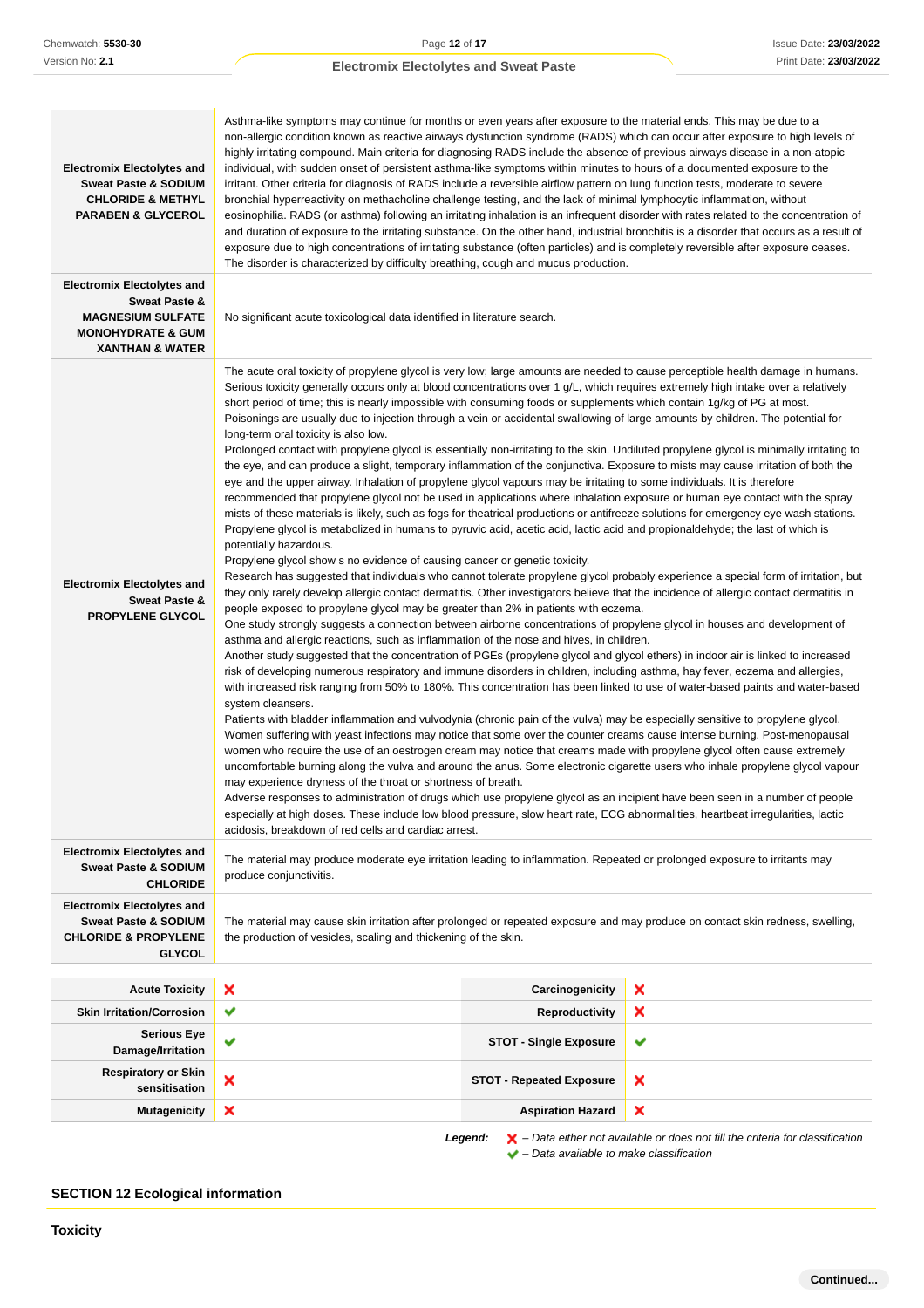| | |
|---|---|
| **Electromix Electolytes and Sweat Paste & SODIUM CHLORIDE & METHYL PARABEN & GLYCEROL** | Asthma-like symptoms may continue for months or even years after exposure to the material ends. This may be due to a non-allergic condition known as reactive airways dysfunction syndrome (RADS) which can occur after exposure to high levels of highly irritating compound. Main criteria for diagnosing RADS include the absence of previous airways disease in a non-atopic individual, with sudden onset of persistent asthma-like symptoms within minutes to hours of a documented exposure to the irritant. Other criteria for diagnosis of RADS include a reversible airflow pattern on lung function tests, moderate to severe bronchial hyperreactivity on methacholine challenge testing, and the lack of minimal lymphocytic inflammation, without eosinophilia. RADS (or asthma) following an irritating inhalation is an infrequent disorder with rates related to the concentration of and duration of exposure to the irritating substance. On the other hand, industrial bronchitis is a disorder that occurs as a result of exposure due to high concentrations of irritating substance (often particles) and is completely reversible after exposure ceases. The disorder is characterized by difficulty breathing, cough and mucus production. |
| **Electromix Electolytes and Sweat Paste & MAGNESIUM SULFATE MONOHYDRATE & GUM XANTHAN & WATER** | No significant acute toxicological data identified in literature search. |
| **Electromix Electolytes and Sweat Paste & PROPYLENE GLYCOL** | The acute oral toxicity of propylene glycol is very low; large amounts are needed to cause perceptible health damage in humans. Serious toxicity generally occurs only at blood concentrations over 1 g/L, which requires extremely high intake over a relatively short period of time; this is nearly impossible with consuming foods or supplements which contain 1g/kg of PG at most. Poisonings are usually due to injection through a vein or accidental swallowing of large amounts by children. The potential for long-term oral toxicity is also low.<br>Prolonged contact with propylene glycol is essentially non-irritating to the skin. Undiluted propylene glycol is minimally irritating to the eye, and can produce a slight, temporary inflammation of the conjunctiva. Exposure to mists may cause irritation of both the eye and the upper airway. Inhalation of propylene glycol vapours may be irritating to some individuals. It is therefore recommended that propylene glycol not be used in applications where inhalation exposure or human eye contact with the spray mists of these materials is likely, such as fogs for theatrical productions or antifreeze solutions for emergency eye wash stations.<br>Propylene glycol is metabolized in humans to pyruvic acid, acetic acid, lactic acid and propionaldehyde; the last of which is potentially hazardous.<br>Propylene glycol show s no evidence of causing cancer or genetic toxicity.<br>Research has suggested that individuals who cannot tolerate propylene glycol probably experience a special form of irritation, but they only rarely develop allergic contact dermatitis. Other investigators believe that the incidence of allergic contact dermatitis in people exposed to propylene glycol may be greater than 2% in patients with eczema.<br>One study strongly suggests a connection between airborne concentrations of propylene glycol in houses and development of asthma and allergic reactions, such as inflammation of the nose and hives, in children.<br>Another study suggested that the concentration of PGEs (propylene glycol and glycol ethers) in indoor air is linked to increased risk of developing numerous respiratory and immune disorders in children, including asthma, hay fever, eczema and allergies, with increased risk ranging from 50% to 180%. This concentration has been linked to use of water-based paints and water-based system cleansers.<br>Patients with bladder inflammation and vulvodynia (chronic pain of the vulva) may be especially sensitive to propylene glycol. Women suffering with yeast infections may notice that some over the counter creams cause intense burning. Post-menopausal women who require the use of an oestrogen cream may notice that creams made with propylene glycol often cause extremely uncomfortable burning along the vulva and around the anus. Some electronic cigarette users who inhale propylene glycol vapour may experience dryness of the throat or shortness of breath.<br>Adverse responses to administration of drugs which use propylene glycol as an incipient have been seen in a number of people especially at high doses. These include low blood pressure, slow heart rate, ECG abnormalities, heartbeat irregularities, lactic acidosis, breakdown of red cells and cardiac arrest. |
| **Electromix Electolytes and Sweat Paste & SODIUM CHLORIDE** | The material may produce moderate eye irritation leading to inflammation. Repeated or prolonged exposure to irritants may produce conjunctivitis. |
| **Electromix Electolytes and Sweat Paste & SODIUM CHLORIDE & PROPYLENE GLYCOL** | The material may cause skin irritation after prolonged or repeated exposure and may produce on contact skin redness, swelling, the production of vesicles, scaling and thickening of the skin. |

| | | | |
|---|---|---|---|
| **Acute Toxicity** | ✘ | **Carcinogenicity** | ✘ |
| **Skin Irritation/Corrosion** | ✔ | **Reproductivity** | ✘ |
| **Serious Eye Damage/Irritation** | ✔ | **STOT - Single Exposure** | ✔ |
| **Respiratory or Skin sensitisation** | ✘ | **STOT - Repeated Exposure** | ✘ |
| **Mutagenicity** | ✘ | **Aspiration Hazard** | ✘ |

***Legend:*** ✘ *– Data either not available or does not fill the criteria for classification*
✔ *– Data available to make classification*

## SECTION 12 Ecological information

### Toxicity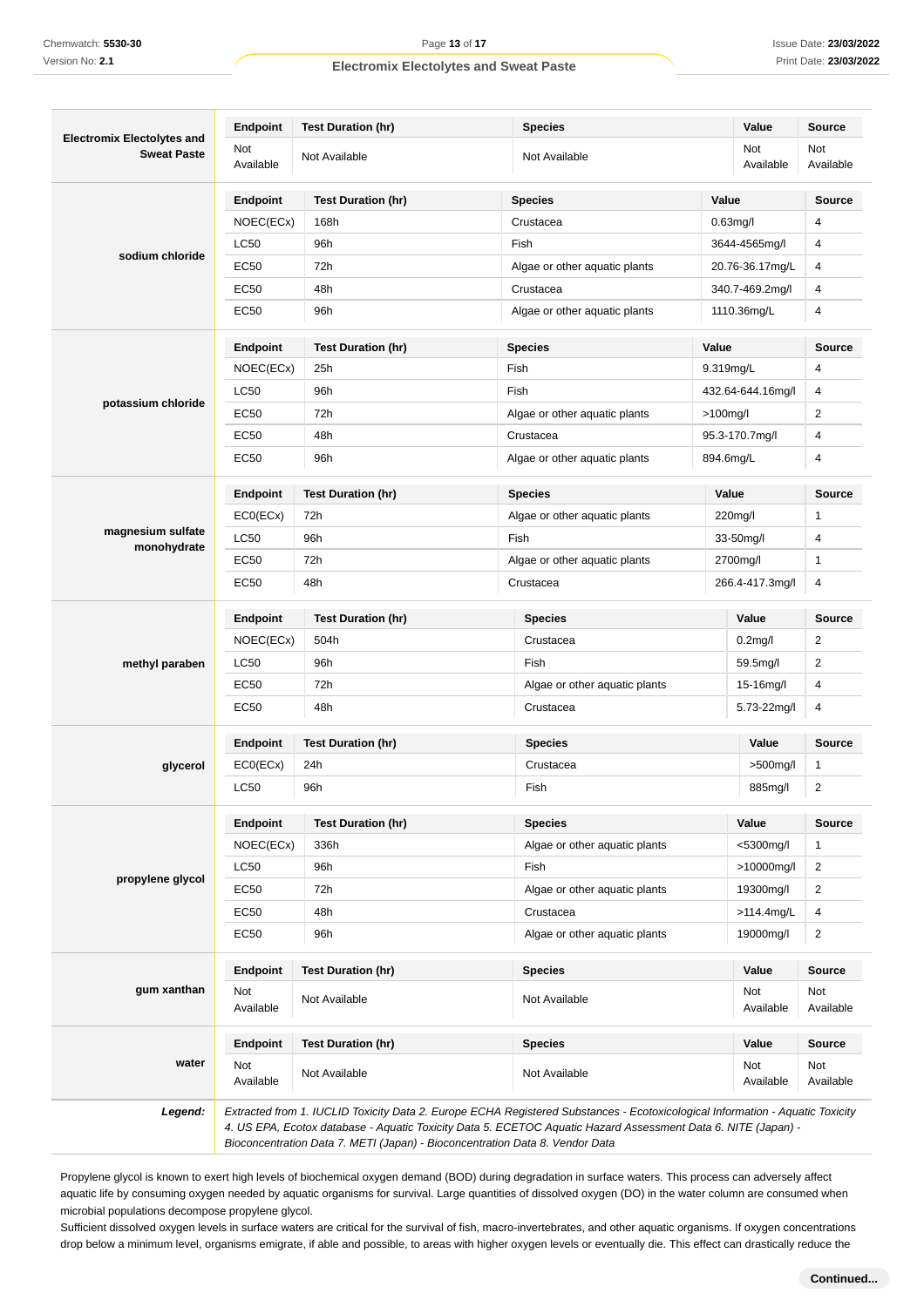| Electromix Electolytes and Sweat Paste | Endpoint | Test Duration (hr) | Species | Value | Source |
|---|---|---|---|---|---|
| | Not Available | Not Available | Not Available | Not Available | Not Available |

| sodium chloride | Endpoint | Test Duration (hr) | Species | Value | Source |
|---|---|---|---|---|---|
| | NOEC(ECx) | 168h | Crustacea | 0.63mg/l | 4 |
| | LC50 | 96h | Fish | 3644-4565mg/l | 4 |
| | EC50 | 72h | Algae or other aquatic plants | 20.76-36.17mg/L | 4 |
| | EC50 | 48h | Crustacea | 340.7-469.2mg/l | 4 |
| | EC50 | 96h | Algae or other aquatic plants | 1110.36mg/L | 4 |

| potassium chloride | Endpoint | Test Duration (hr) | Species | Value | Source |
|---|---|---|---|---|---|
| | NOEC(ECx) | 25h | Fish | 9.319mg/L | 4 |
| | LC50 | 96h | Fish | 432.64-644.16mg/l | 4 |
| | EC50 | 72h | Algae or other aquatic plants | >100mg/l | 2 |
| | EC50 | 48h | Crustacea | 95.3-170.7mg/l | 4 |
| | EC50 | 96h | Algae or other aquatic plants | 894.6mg/L | 4 |

| magnesium sulfate monohydrate | Endpoint | Test Duration (hr) | Species | Value | Source |
|---|---|---|---|---|---|
| | EC0(ECx) | 72h | Algae or other aquatic plants | 220mg/l | 1 |
| | LC50 | 96h | Fish | 33-50mg/l | 4 |
| | EC50 | 72h | Algae or other aquatic plants | 2700mg/l | 1 |
| | EC50 | 48h | Crustacea | 266.4-417.3mg/l | 4 |

| methyl paraben | Endpoint | Test Duration (hr) | Species | Value | Source |
|---|---|---|---|---|---|
| | NOEC(ECx) | 504h | Crustacea | 0.2mg/l | 2 |
| | LC50 | 96h | Fish | 59.5mg/l | 2 |
| | EC50 | 72h | Algae or other aquatic plants | 15-16mg/l | 4 |
| | EC50 | 48h | Crustacea | 5.73-22mg/l | 4 |

| glycerol | Endpoint | Test Duration (hr) | Species | Value | Source |
|---|---|---|---|---|---|
| | EC0(ECx) | 24h | Crustacea | >500mg/l | 1 |
| | LC50 | 96h | Fish | 885mg/l | 2 |

| propylene glycol | Endpoint | Test Duration (hr) | Species | Value | Source |
|---|---|---|---|---|---|
| | NOEC(ECx) | 336h | Algae or other aquatic plants | <5300mg/l | 1 |
| | LC50 | 96h | Fish | >10000mg/l | 2 |
| | EC50 | 72h | Algae or other aquatic plants | 19300mg/l | 2 |
| | EC50 | 48h | Crustacea | >114.4mg/L | 4 |
| | EC50 | 96h | Algae or other aquatic plants | 19000mg/l | 2 |

| gum xanthan | Endpoint | Test Duration (hr) | Species | Value | Source |
|---|---|---|---|---|---|
| | Not Available | Not Available | Not Available | Not Available | Not Available |

| water | Endpoint | Test Duration (hr) | Species | Value | Source |
|---|---|---|---|---|---|
| | Not Available | Not Available | Not Available | Not Available | Not Available |

***Legend:*** *Extracted from 1. IUCLID Toxicity Data 2. Europe ECHA Registered Substances - Ecotoxicological Information - Aquatic Toxicity 4. US EPA, Ecotox database - Aquatic Toxicity Data 5. ECETOC Aquatic Hazard Assessment Data 6. NITE (Japan) - Bioconcentration Data 7. METI (Japan) - Bioconcentration Data 8. Vendor Data*

Propylene glycol is known to exert high levels of biochemical oxygen demand (BOD) during degradation in surface waters. This process can adversely affect aquatic life by consuming oxygen needed by aquatic organisms for survival. Large quantities of dissolved oxygen (DO) in the water column are consumed when microbial populations decompose propylene glycol.

Sufficient dissolved oxygen levels in surface waters are critical for the survival of fish, macro-invertebrates, and other aquatic organisms. If oxygen concentrations drop below a minimum level, organisms emigrate, if able and possible, to areas with higher oxygen levels or eventually die. This effect can drastically reduce the

**Continued...**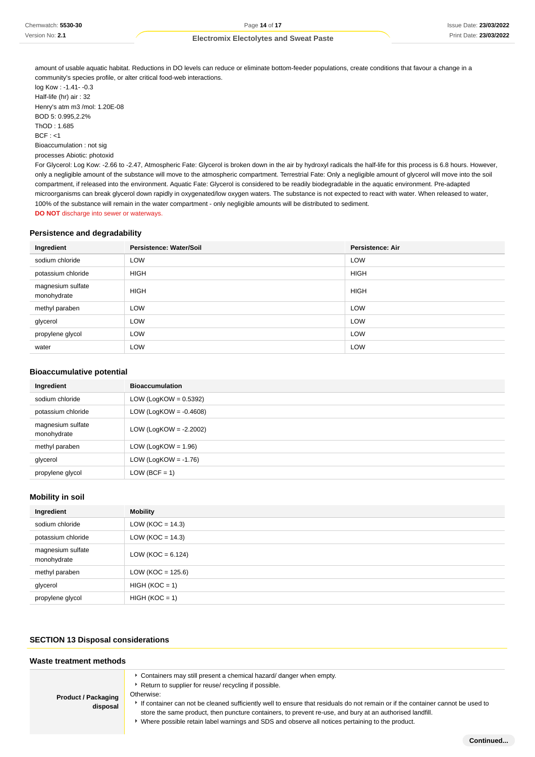amount of usable aquatic habitat. Reductions in DO levels can reduce or eliminate bottom-feeder populations, create conditions that favour a change in a community's species profile, or alter critical food-web interactions.

log Kow : -1.41- -0.3

Half-life (hr) air : 32

Henry's atm m3 /mol: 1.20E-08

BOD 5: 0.995,2.2%

ThOD : 1.685

BCF : <1

Bioaccumulation : not sig

processes Abiotic: photoxid

For Glycerol: Log Kow: -2.66 to -2.47, Atmospheric Fate: Glycerol is broken down in the air by hydroxyl radicals the half-life for this process is 6.8 hours. However, only a negligible amount of the substance will move to the atmospheric compartment. Terrestrial Fate: Only a negligible amount of glycerol will move into the soil compartment, if released into the environment. Aquatic Fate: Glycerol is considered to be readily biodegradable in the aquatic environment. Pre-adapted microorganisms can break glycerol down rapidly in oxygenated/low oxygen waters. The substance is not expected to react with water. When released to water, 100% of the substance will remain in the water compartment - only negligible amounts will be distributed to sediment.

**DO NOT** discharge into sewer or waterways.

### Persistence and degradability

| Ingredient | Persistence: Water/Soil | Persistence: Air |
|---|---|---|
| sodium chloride | LOW | LOW |
| potassium chloride | HIGH | HIGH |
| magnesium sulfate monohydrate | HIGH | HIGH |
| methyl paraben | LOW | LOW |
| glycerol | LOW | LOW |
| propylene glycol | LOW | LOW |
| water | LOW | LOW |

### Bioaccumulative potential

| Ingredient | Bioaccumulation |
|---|---|
| sodium chloride | LOW (LogKOW = 0.5392) |
| potassium chloride | LOW (LogKOW = -0.4608) |
| magnesium sulfate monohydrate | LOW (LogKOW = -2.2002) |
| methyl paraben | LOW (LogKOW = 1.96) |
| glycerol | LOW (LogKOW = -1.76) |
| propylene glycol | LOW (BCF = 1) |

### Mobility in soil

| Ingredient | Mobility |
|---|---|
| sodium chloride | LOW (KOC = 14.3) |
| potassium chloride | LOW (KOC = 14.3) |
| magnesium sulfate monohydrate | LOW (KOC = 6.124) |
| methyl paraben | LOW (KOC = 125.6) |
| glycerol | HIGH (KOC = 1) |
| propylene glycol | HIGH (KOC = 1) |

## SECTION 13 Disposal considerations

### Waste treatment methods

| | |
|---|---|
| **Product / Packaging disposal** | ‣ Containers may still present a chemical hazard/ danger when empty.<br>‣ Return to supplier for reuse/ recycling if possible.<br>Otherwise:<br>‣ If container can not be cleaned sufficiently well to ensure that residuals do not remain or if the container cannot be used to store the same product, then puncture containers, to prevent re-use, and bury at an authorised landfill.<br>‣ Where possible retain label warnings and SDS and observe all notices pertaining to the product. |

Continued...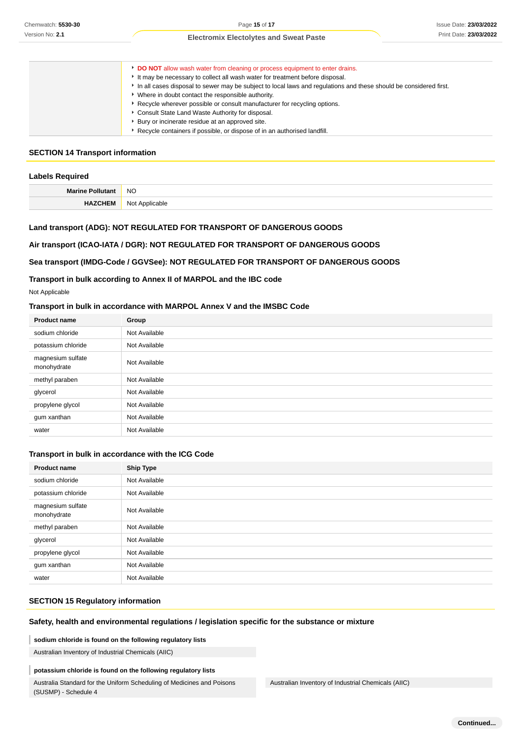|  |  |
|---|---|
|  | - **DO NOT** allow wash water from cleaning or process equipment to enter drains.<br>- It may be necessary to collect all wash water for treatment before disposal.<br>- In all cases disposal to sewer may be subject to local laws and regulations and these should be considered first.<br>- Where in doubt contact the responsible authority.<br>- Recycle wherever possible or consult manufacturer for recycling options.<br>- Consult State Land Waste Authority for disposal.<br>- Bury or incinerate residue at an approved site.<br>- Recycle containers if possible, or dispose of in an authorised landfill. |

## SECTION 14 Transport information

### Labels Required

|  |  |
|---|---|
| **Marine Pollutant** | NO |
| **HAZCHEM** | Not Applicable |

### Land transport (ADG): NOT REGULATED FOR TRANSPORT OF DANGEROUS GOODS

### Air transport (ICAO-IATA / DGR): NOT REGULATED FOR TRANSPORT OF DANGEROUS GOODS

### Sea transport (IMDG-Code / GGVSee): NOT REGULATED FOR TRANSPORT OF DANGEROUS GOODS

### Transport in bulk according to Annex II of MARPOL and the IBC code

Not Applicable

### Transport in bulk in accordance with MARPOL Annex V and the IMSBC Code

| Product name | Group |
|---|---|
| sodium chloride | Not Available |
| potassium chloride | Not Available |
| magnesium sulfate monohydrate | Not Available |
| methyl paraben | Not Available |
| glycerol | Not Available |
| propylene glycol | Not Available |
| gum xanthan | Not Available |
| water | Not Available |

### Transport in bulk in accordance with the ICG Code

| Product name | Ship Type |
|---|---|
| sodium chloride | Not Available |
| potassium chloride | Not Available |
| magnesium sulfate monohydrate | Not Available |
| methyl paraben | Not Available |
| glycerol | Not Available |
| propylene glycol | Not Available |
| gum xanthan | Not Available |
| water | Not Available |

## SECTION 15 Regulatory information

### Safety, health and environmental regulations / legislation specific for the substance or mixture

**sodium chloride is found on the following regulatory lists**

Australian Inventory of Industrial Chemicals (AIIC)

**potassium chloride is found on the following regulatory lists**

Australia Standard for the Uniform Scheduling of Medicines and Poisons (SUSMP) - Schedule 4

Australian Inventory of Industrial Chemicals (AIIC)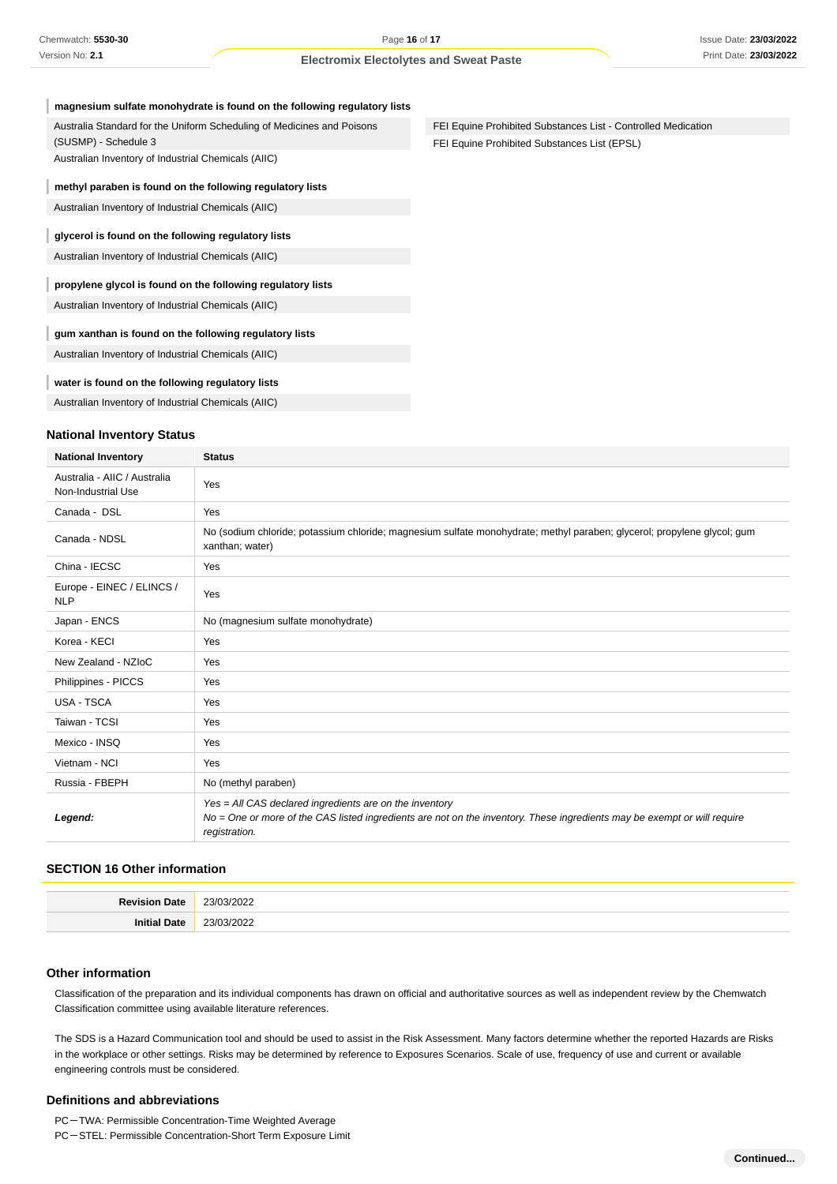**magnesium sulfate monohydrate is found on the following regulatory lists**

| | |
|---|---|
| Australia Standard for the Uniform Scheduling of Medicines and Poisons (SUSMP) - Schedule 3 | FEI Equine Prohibited Substances List - Controlled Medication |
| Australian Inventory of Industrial Chemicals (AIIC) | FEI Equine Prohibited Substances List (EPSL) |

**methyl paraben is found on the following regulatory lists**

Australian Inventory of Industrial Chemicals (AIIC)

**glycerol is found on the following regulatory lists**

Australian Inventory of Industrial Chemicals (AIIC)

**propylene glycol is found on the following regulatory lists**

Australian Inventory of Industrial Chemicals (AIIC)

**gum xanthan is found on the following regulatory lists**

Australian Inventory of Industrial Chemicals (AIIC)

**water is found on the following regulatory lists**

Australian Inventory of Industrial Chemicals (AIIC)

### National Inventory Status

| National Inventory | Status |
|---|---|
| Australia - AIIC / Australia Non-Industrial Use | Yes |
| Canada - DSL | Yes |
| Canada - NDSL | No (sodium chloride; potassium chloride; magnesium sulfate monohydrate; methyl paraben; glycerol; propylene glycol; gum xanthan; water) |
| China - IECSC | Yes |
| Europe - EINEC / ELINCS / NLP | Yes |
| Japan - ENCS | No (magnesium sulfate monohydrate) |
| Korea - KECI | Yes |
| New Zealand - NZIoC | Yes |
| Philippines - PICCS | Yes |
| USA - TSCA | Yes |
| Taiwan - TCSI | Yes |
| Mexico - INSQ | Yes |
| Vietnam - NCI | Yes |
| Russia - FBEPH | No (methyl paraben) |
| ***Legend:*** | *Yes = All CAS declared ingredients are on the inventory*<br>*No = One or more of the CAS listed ingredients are not on the inventory. These ingredients may be exempt or will require registration.* |

## SECTION 16 Other information

| | |
|---|---|
| **Revision Date** | 23/03/2022 |
| **Initial Date** | 23/03/2022 |

### Other information

Classification of the preparation and its individual components has drawn on official and authoritative sources as well as independent review by the Chemwatch Classification committee using available literature references.

The SDS is a Hazard Communication tool and should be used to assist in the Risk Assessment. Many factors determine whether the reported Hazards are Risks in the workplace or other settings. Risks may be determined by reference to Exposures Scenarios. Scale of use, frequency of use and current or available engineering controls must be considered.

### Definitions and abbreviations

PC－TWA: Permissible Concentration-Time Weighted Average
PC－STEL: Permissible Concentration-Short Term Exposure Limit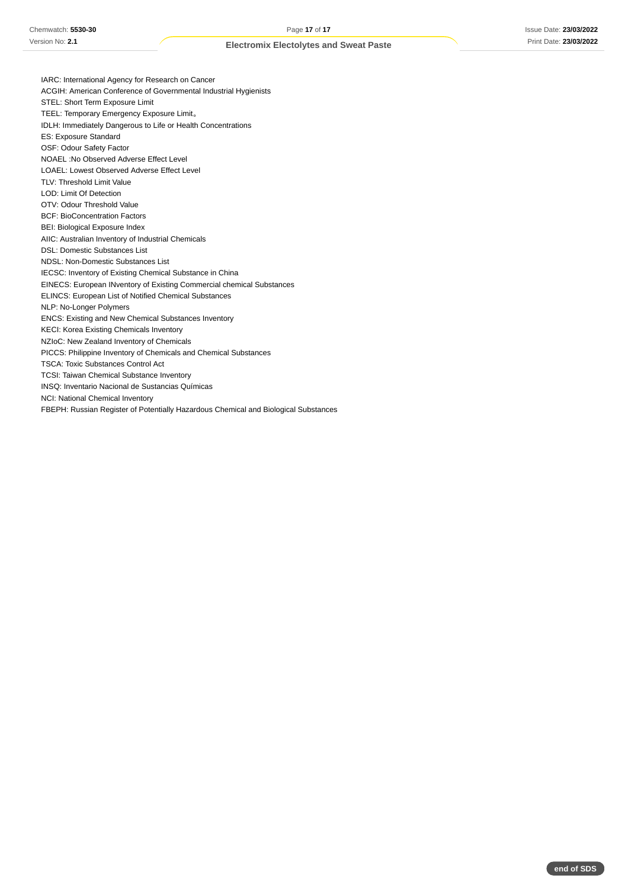IARC: International Agency for Research on Cancer
ACGIH: American Conference of Governmental Industrial Hygienists
STEL: Short Term Exposure Limit
TEEL: Temporary Emergency Exposure Limit。
IDLH: Immediately Dangerous to Life or Health Concentrations
ES: Exposure Standard
OSF: Odour Safety Factor
NOAEL :No Observed Adverse Effect Level
LOAEL: Lowest Observed Adverse Effect Level
TLV: Threshold Limit Value
LOD: Limit Of Detection
OTV: Odour Threshold Value
BCF: BioConcentration Factors
BEI: Biological Exposure Index
AIIC: Australian Inventory of Industrial Chemicals
DSL: Domestic Substances List
NDSL: Non-Domestic Substances List
IECSC: Inventory of Existing Chemical Substance in China
EINECS: European INventory of Existing Commercial chemical Substances
ELINCS: European List of Notified Chemical Substances
NLP: No-Longer Polymers
ENCS: Existing and New Chemical Substances Inventory
KECI: Korea Existing Chemicals Inventory
NZIoC: New Zealand Inventory of Chemicals
PICCS: Philippine Inventory of Chemicals and Chemical Substances
TSCA: Toxic Substances Control Act
TCSI: Taiwan Chemical Substance Inventory
INSQ: Inventario Nacional de Sustancias Químicas
NCI: National Chemical Inventory
FBEPH: Russian Register of Potentially Hazardous Chemical and Biological Substances

end of SDS